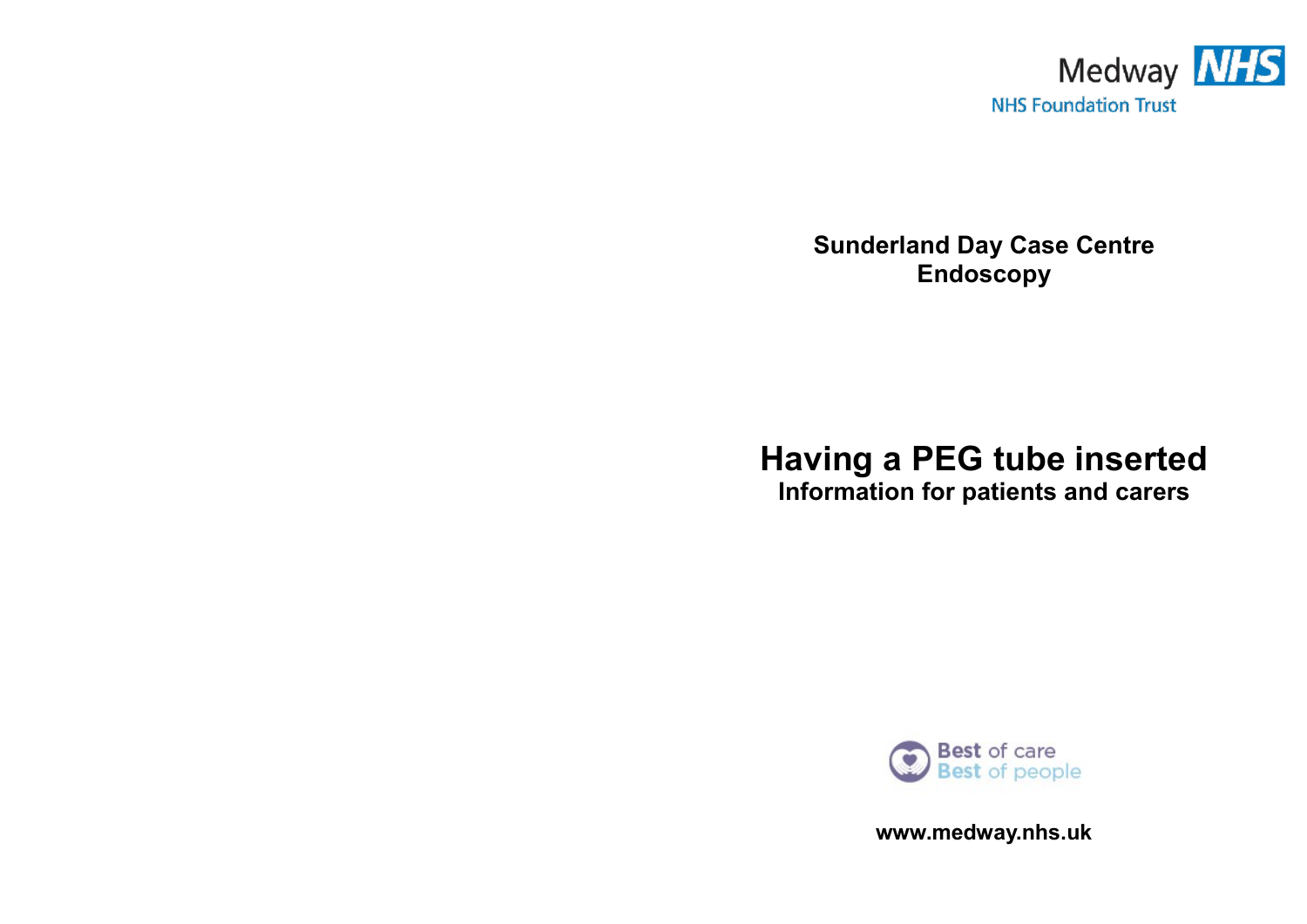Medway NHS

NHS Foundation Trust

**Sunderland Day Case Centre**
**Endoscopy**

# Having a PEG tube inserted

## Information for patients and carers

Best of care
Best of people

**www.medway.nhs.uk**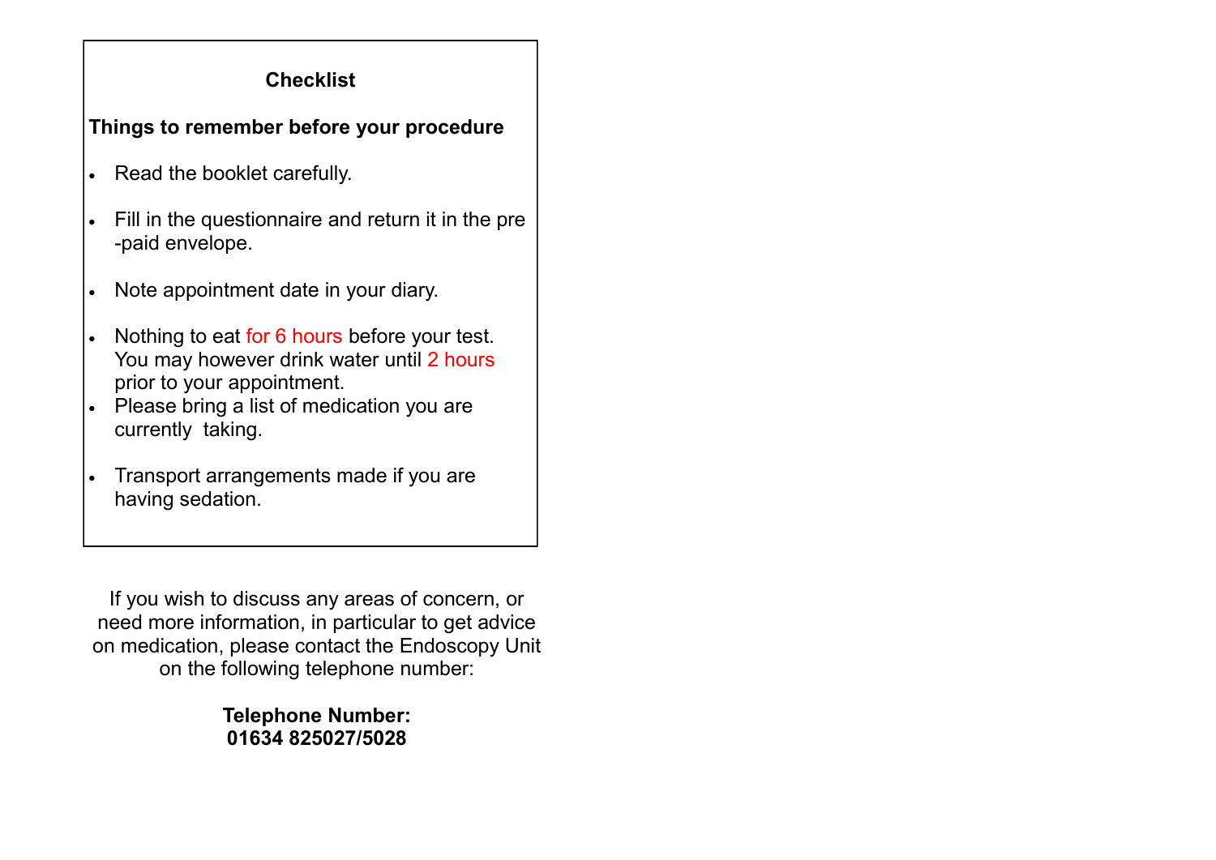## Checklist

**Things to remember before your procedure**

- Read the booklet carefully.
- Fill in the questionnaire and return it in the pre-paid envelope.
- Note appointment date in your diary.
- Nothing to eat for 6 hours before your test. You may however drink water until 2 hours prior to your appointment.
- Please bring a list of medication you are currently taking.
- Transport arrangements made if you are having sedation.

If you wish to discuss any areas of concern, or need more information, in particular to get advice on medication, please contact the Endoscopy Unit on the following telephone number:

**Telephone Number:**
**01634 825027/5028**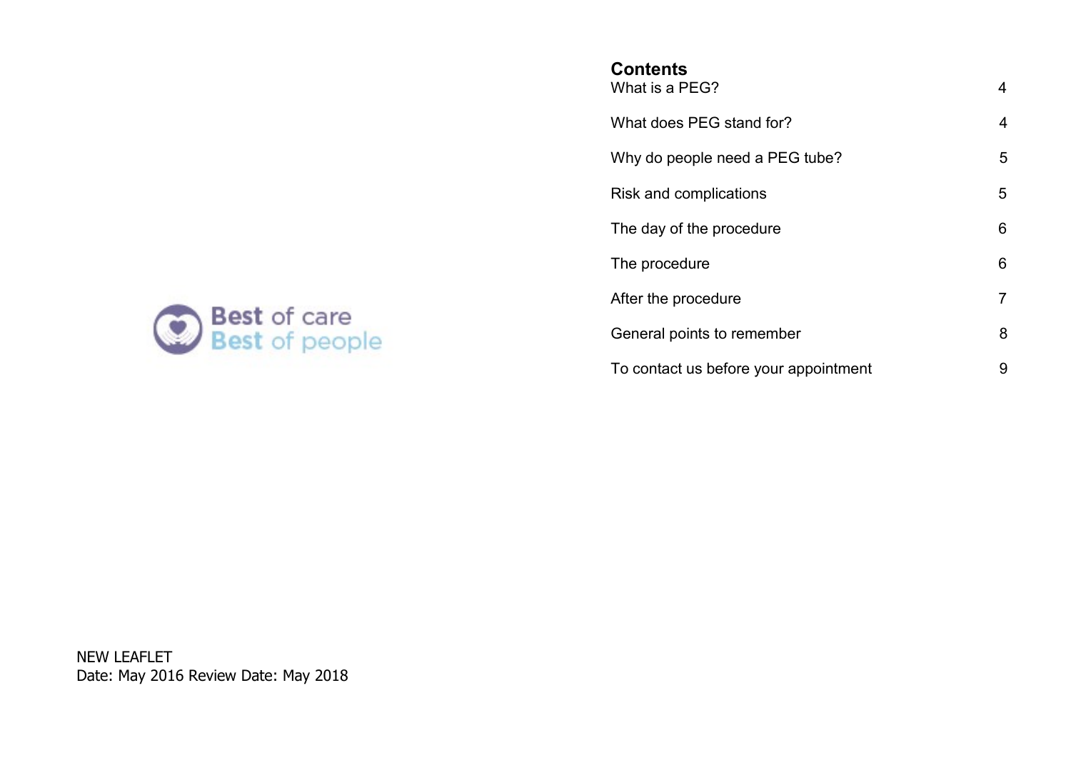Best of care
Best of people

NEW LEAFLET
Date: May 2016 Review Date: May 2018

## Contents

| | |
|---|---|
| What is a PEG? | 4 |
| What does PEG stand for? | 4 |
| Why do people need a PEG tube? | 5 |
| Risk and complications | 5 |
| The day of the procedure | 6 |
| The procedure | 6 |
| After the procedure | 7 |
| General points to remember | 8 |
| To contact us before your appointment | 9 |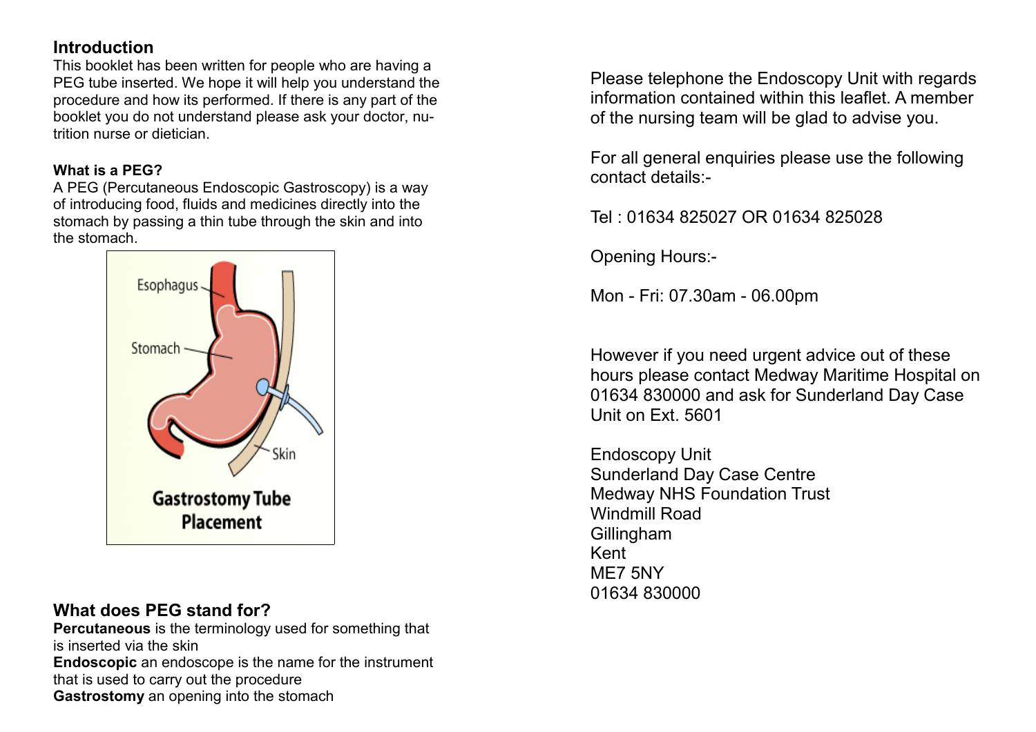## Introduction

This booklet has been written for people who are having a PEG tube inserted. We hope it will help you understand the procedure and how its performed. If there is any part of the booklet you do not understand please ask your doctor, nutrition nurse or dietician.

### What is a PEG?

A PEG (Percutaneous Endoscopic Gastroscopy) is a way of introducing food, fluids and medicines directly into the stomach by passing a thin tube through the skin and into the stomach.

Esophagus

Stomach

Skin

**Gastrostomy Tube Placement**

## What does PEG stand for?

**Percutaneous** is the terminology used for something that is inserted via the skin

**Endoscopic** an endoscope is the name for the instrument that is used to carry out the procedure

**Gastrostomy** an opening into the stomach

Please telephone the Endoscopy Unit with regards information contained within this leaflet. A member of the nursing team will be glad to advise you.

For all general enquiries please use the following contact details:-

Tel : 01634 825027 OR 01634 825028

Opening Hours:-

Mon - Fri: 07.30am - 06.00pm

However if you need urgent advice out of these hours please contact Medway Maritime Hospital on 01634 830000 and ask for Sunderland Day Case Unit on Ext. 5601

Endoscopy Unit
Sunderland Day Case Centre
Medway NHS Foundation Trust
Windmill Road
Gillingham
Kent
ME7 5NY
01634 830000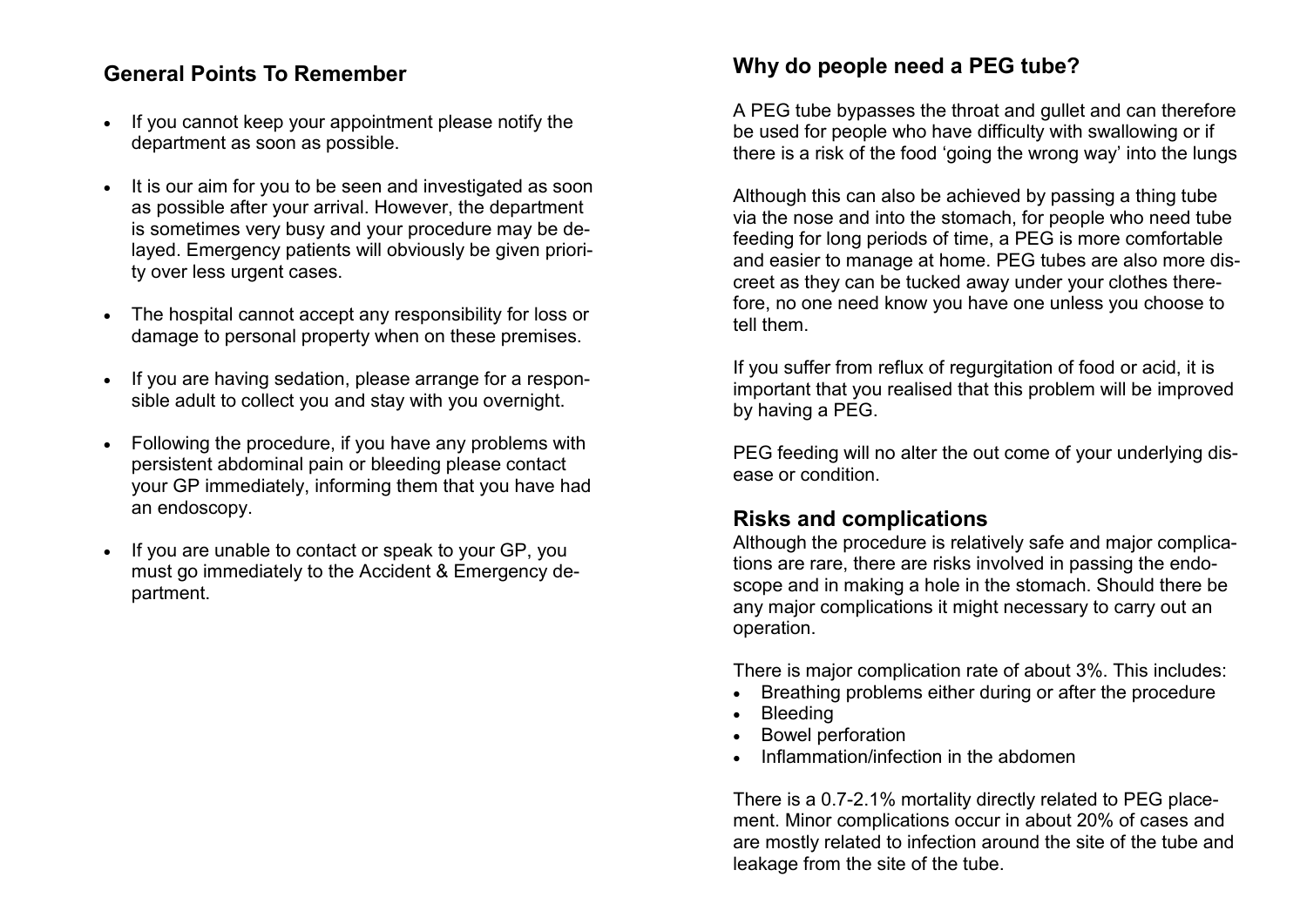## General Points To Remember

- If you cannot keep your appointment please notify the department as soon as possible.
- It is our aim for you to be seen and investigated as soon as possible after your arrival. However, the department is sometimes very busy and your procedure may be delayed. Emergency patients will obviously be given priority over less urgent cases.
- The hospital cannot accept any responsibility for loss or damage to personal property when on these premises.
- If you are having sedation, please arrange for a responsible adult to collect you and stay with you overnight.
- Following the procedure, if you have any problems with persistent abdominal pain or bleeding please contact your GP immediately, informing them that you have had an endoscopy.
- If you are unable to contact or speak to your GP, you must go immediately to the Accident & Emergency department.

## Why do people need a PEG tube?

A PEG tube bypasses the throat and gullet and can therefore be used for people who have difficulty with swallowing or if there is a risk of the food 'going the wrong way' into the lungs

Although this can also be achieved by passing a thing tube via the nose and into the stomach, for people who need tube feeding for long periods of time, a PEG is more comfortable and easier to manage at home. PEG tubes are also more discreet as they can be tucked away under your clothes therefore, no one need know you have one unless you choose to tell them.

If you suffer from reflux of regurgitation of food or acid, it is important that you realised that this problem will be improved by having a PEG.

PEG feeding will no alter the out come of your underlying disease or condition.

## Risks and complications

Although the procedure is relatively safe and major complications are rare, there are risks involved in passing the endoscope and in making a hole in the stomach. Should there be any major complications it might necessary to carry out an operation.

There is major complication rate of about 3%. This includes:

- Breathing problems either during or after the procedure
- Bleeding
- Bowel perforation
- Inflammation/infection in the abdomen

There is a 0.7-2.1% mortality directly related to PEG placement. Minor complications occur in about 20% of cases and are mostly related to infection around the site of the tube and leakage from the site of the tube.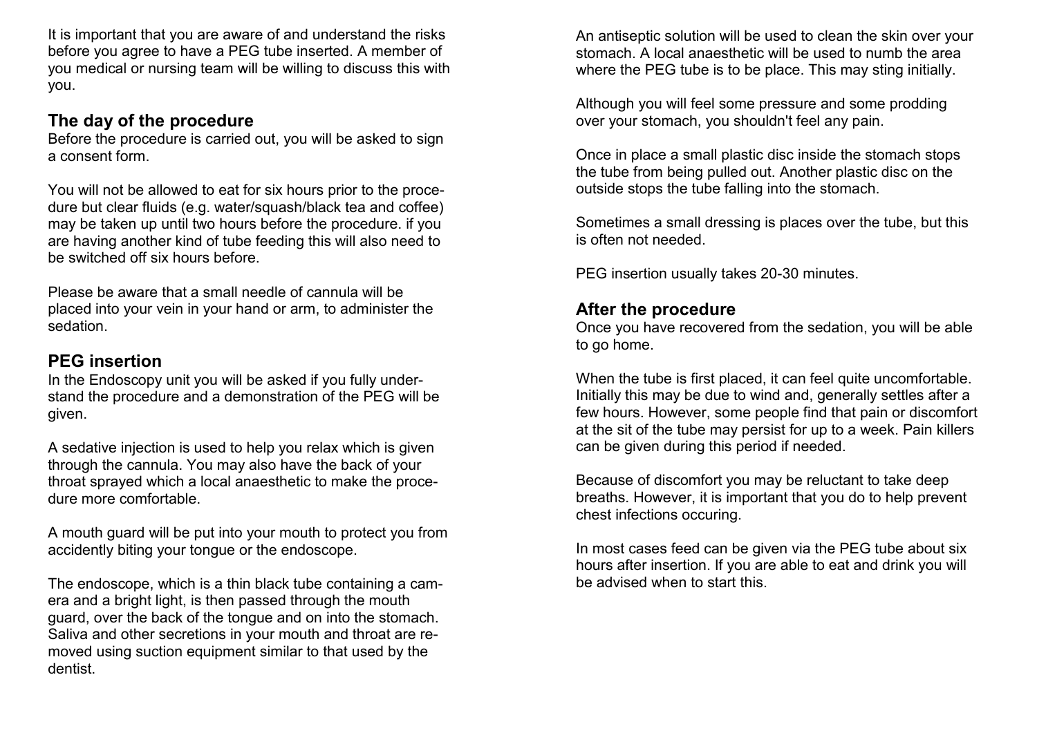It is important that you are aware of and understand the risks before you agree to have a PEG tube inserted. A member of you medical or nursing team will be willing to discuss this with you.

## The day of the procedure

Before the procedure is carried out, you will be asked to sign a consent form.

You will not be allowed to eat for six hours prior to the procedure but clear fluids (e.g. water/squash/black tea and coffee) may be taken up until two hours before the procedure. if you are having another kind of tube feeding this will also need to be switched off six hours before.

Please be aware that a small needle of cannula will be placed into your vein in your hand or arm, to administer the sedation.

## PEG insertion

In the Endoscopy unit you will be asked if you fully understand the procedure and a demonstration of the PEG will be given.

A sedative injection is used to help you relax which is given through the cannula. You may also have the back of your throat sprayed which a local anaesthetic to make the procedure more comfortable.

A mouth guard will be put into your mouth to protect you from accidently biting your tongue or the endoscope.

The endoscope, which is a thin black tube containing a camera and a bright light, is then passed through the mouth guard, over the back of the tongue and on into the stomach. Saliva and other secretions in your mouth and throat are removed using suction equipment similar to that used by the dentist.

An antiseptic solution will be used to clean the skin over your stomach. A local anaesthetic will be used to numb the area where the PEG tube is to be place. This may sting initially.

Although you will feel some pressure and some prodding over your stomach, you shouldn't feel any pain.

Once in place a small plastic disc inside the stomach stops the tube from being pulled out. Another plastic disc on the outside stops the tube falling into the stomach.

Sometimes a small dressing is places over the tube, but this is often not needed.

PEG insertion usually takes 20-30 minutes.

## After the procedure

Once you have recovered from the sedation, you will be able to go home.

When the tube is first placed, it can feel quite uncomfortable. Initially this may be due to wind and, generally settles after a few hours. However, some people find that pain or discomfort at the sit of the tube may persist for up to a week. Pain killers can be given during this period if needed.

Because of discomfort you may be reluctant to take deep breaths. However, it is important that you do to help prevent chest infections occuring.

In most cases feed can be given via the PEG tube about six hours after insertion. If you are able to eat and drink you will be advised when to start this.